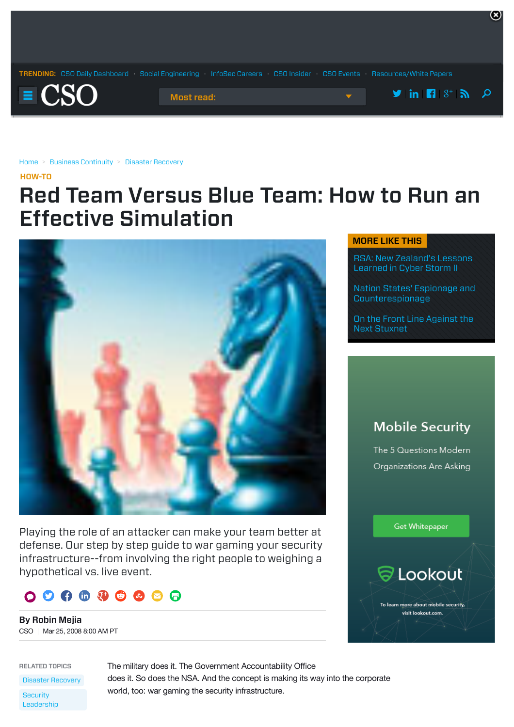Home > Business Continuity > Disaster Recovery

HOW-TO

# Red Team Versus Blue Team: How to Run an Effective Simulation

Playing the role of an attacker can make your team better at defense. Our step by step guide to war gaming your security infrastructure--from involving the right people to weighing a hypothetical vs. live event.

**By Robin Mejia**

CSO | Mar 25, 2008 8:00 AM PT

RELATED TOPICS

- Disaster Recovery
- Security Leadership

The military does it. The Government Accountability Office does it. So does the NSA. And the concept is making its way into the corporate world, too: war gaming the security infrastructure.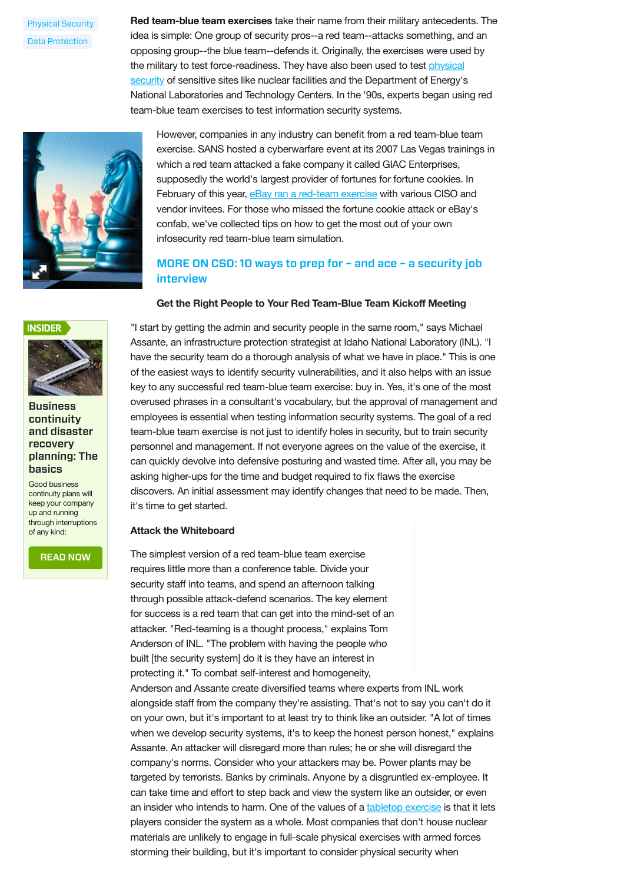Physical Security

Data Protection

**Red team-blue team exercises** take their name from their military antecedents. The idea is simple: One group of security pros--a red team--attacks something, and an opposing group--the blue team--defends it. Originally, the exercises were used by the military to test force-readiness. They have also been used to test physical security of sensitive sites like nuclear facilities and the Department of Energy's National Laboratories and Technology Centers. In the '90s, experts began using red team-blue team exercises to test information security systems.

However, companies in any industry can benefit from a red team-blue team exercise. SANS hosted a cyberwarfare event at its 2007 Las Vegas trainings in which a red team attacked a fake company it called GIAC Enterprises, supposedly the world's largest provider of fortunes for fortune cookies. In February of this year, eBay ran a red-team exercise with various CISO and vendor invitees. For those who missed the fortune cookie attack or eBay's confab, we've collected tips on how to get the most out of your own infosecurity red team-blue team simulation.

**MORE ON CSO: 10 ways to prep for – and ace – a security job interview**

### Get the Right People to Your Red Team-Blue Team Kickoff Meeting

INSIDER

**Business continuity and disaster recovery planning: The basics**

Good business continuity plans will keep your company up and running through interruptions of any kind:

READ NOW

"I start by getting the admin and security people in the same room," says Michael Assante, an infrastructure protection strategist at Idaho National Laboratory (INL). "I have the security team do a thorough analysis of what we have in place." This is one of the easiest ways to identify security vulnerabilities, and it also helps with an issue key to any successful red team-blue team exercise: buy in. Yes, it's one of the most overused phrases in a consultant's vocabulary, but the approval of management and employees is essential when testing information security systems. The goal of a red team-blue team exercise is not just to identify holes in security, but to train security personnel and management. If not everyone agrees on the value of the exercise, it can quickly devolve into defensive posturing and wasted time. After all, you may be asking higher-ups for the time and budget required to fix flaws the exercise discovers. An initial assessment may identify changes that need to be made. Then, it's time to get started.

### Attack the Whiteboard

The simplest version of a red team-blue team exercise requires little more than a conference table. Divide your security staff into teams, and spend an afternoon talking through possible attack-defend scenarios. The key element for success is a red team that can get into the mind-set of an attacker. "Red-teaming is a thought process," explains Tom Anderson of INL. "The problem with having the people who built [the security system] do it is they have an interest in protecting it." To combat self-interest and homogeneity, Anderson and Assante create diversified teams where experts from INL work alongside staff from the company they're assisting. That's not to say you can't do it on your own, but it's important to at least try to think like an outsider. "A lot of times when we develop security systems, it's to keep the honest person honest," explains Assante. An attacker will disregard more than rules; he or she will disregard the company's norms. Consider who your attackers may be. Power plants may be targeted by terrorists. Banks by criminals. Anyone by a disgruntled ex-employee. It can take time and effort to step back and view the system like an outsider, or even an insider who intends to harm. One of the values of a tabletop exercise is that it lets players consider the system as a whole. Most companies that don't house nuclear materials are unlikely to engage in full-scale physical exercises with armed forces storming their building, but it's important to consider physical security when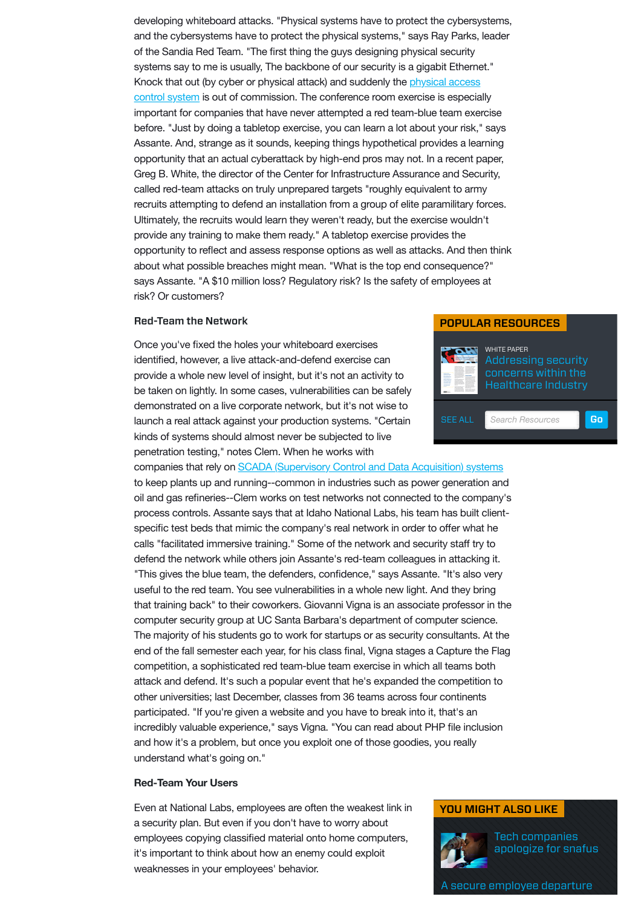developing whiteboard attacks. "Physical systems have to protect the cybersystems, and the cybersystems have to protect the physical systems," says Ray Parks, leader of the Sandia Red Team. "The first thing the guys designing physical security systems say to me is usually, The backbone of our security is a gigabit Ethernet." Knock that out (by cyber or physical attack) and suddenly the physical access control system is out of commission. The conference room exercise is especially important for companies that have never attempted a red team-blue team exercise before. "Just by doing a tabletop exercise, you can learn a lot about your risk," says Assante. And, strange as it sounds, keeping things hypothetical provides a learning opportunity that an actual cyberattack by high-end pros may not. In a recent paper, Greg B. White, the director of the Center for Infrastructure Assurance and Security, called red-team attacks on truly unprepared targets "roughly equivalent to army recruits attempting to defend an installation from a group of elite paramilitary forces. Ultimately, the recruits would learn they weren't ready, but the exercise wouldn't provide any training to make them ready." A tabletop exercise provides the opportunity to reflect and assess response options as well as attacks. And then think about what possible breaches might mean. "What is the top end consequence?" says Assante. "A $10 million loss? Regulatory risk? Is the safety of employees at risk? Or customers?

### Red-Team the Network

Once you've fixed the holes your whiteboard exercises identified, however, a live attack-and-defend exercise can provide a whole new level of insight, but it's not an activity to be taken on lightly. In some cases, vulnerabilities can be safely demonstrated on a live corporate network, but it's not wise to launch a real attack against your production systems. "Certain kinds of systems should almost never be subjected to live penetration testing," notes Clem. When he works with companies that rely on SCADA (Supervisory Control and Data Acquisition) systems to keep plants up and running--common in industries such as power generation and oil and gas refineries--Clem works on test networks not connected to the company's process controls. Assante says that at Idaho National Labs, his team has built client-specific test beds that mimic the company's real network in order to offer what he calls "facilitated immersive training." Some of the network and security staff try to defend the network while others join Assante's red-team colleagues in attacking it. "This gives the blue team, the defenders, confidence," says Assante. "It's also very useful to the red team. You see vulnerabilities in a whole new light. And they bring that training back" to their coworkers. Giovanni Vigna is an associate professor in the computer security group at UC Santa Barbara's department of computer science. The majority of his students go to work for startups or as security consultants. At the end of the fall semester each year, for his class final, Vigna stages a Capture the Flag competition, a sophisticated red team-blue team exercise in which all teams both attack and defend. It's such a popular event that he's expanded the competition to other universities; last December, classes from 36 teams across four continents participated. "If you're given a website and you have to break into it, that's an incredibly valuable experience," says Vigna. "You can read about PHP file inclusion and how it's a problem, but once you exploit one of those goodies, you really understand what's going on."

### Red-Team Your Users

Even at National Labs, employees are often the weakest link in a security plan. But even if you don't have to worry about employees copying classified material onto home computers, it's important to think about how an enemy could exploit weaknesses in your employees' behavior.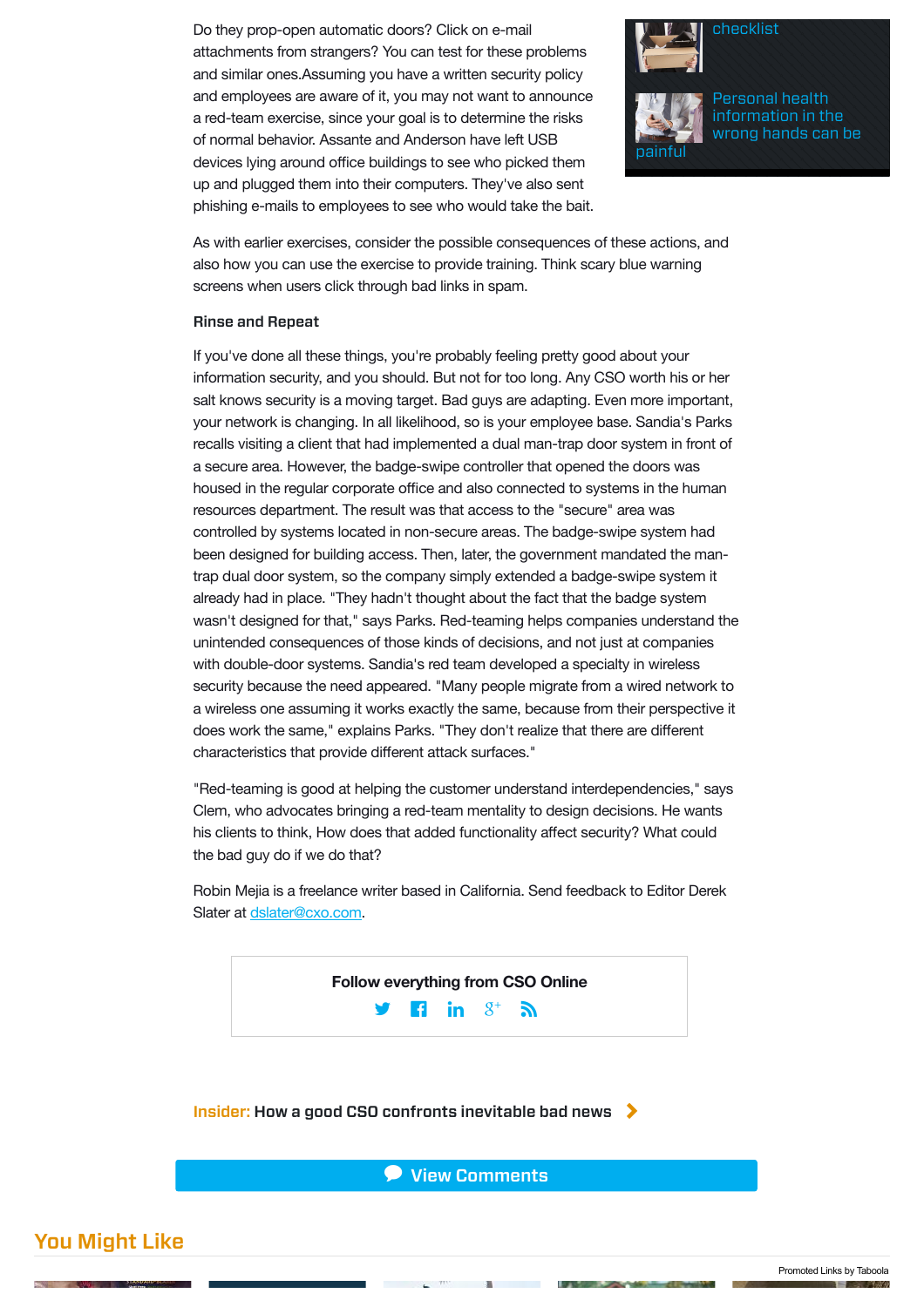Do they prop-open automatic doors? Click on e-mail attachments from strangers? You can test for these problems and similar ones.Assuming you have a written security policy and employees are aware of it, you may not want to announce a red-team exercise, since your goal is to determine the risks of normal behavior. Assante and Anderson have left USB devices lying around office buildings to see who picked them up and plugged them into their computers. They've also sent phishing e-mails to employees to see who would take the bait.

checklist

Personal health information in the wrong hands can be painful

As with earlier exercises, consider the possible consequences of these actions, and also how you can use the exercise to provide training. Think scary blue warning screens when users click through bad links in spam.

### Rinse and Repeat

If you've done all these things, you're probably feeling pretty good about your information security, and you should. But not for too long. Any CSO worth his or her salt knows security is a moving target. Bad guys are adapting. Even more important, your network is changing. In all likelihood, so is your employee base. Sandia's Parks recalls visiting a client that had implemented a dual man-trap door system in front of a secure area. However, the badge-swipe controller that opened the doors was housed in the regular corporate office and also connected to systems in the human resources department. The result was that access to the "secure" area was controlled by systems located in non-secure areas. The badge-swipe system had been designed for building access. Then, later, the government mandated the man-trap dual door system, so the company simply extended a badge-swipe system it already had in place. "They hadn't thought about the fact that the badge system wasn't designed for that," says Parks. Red-teaming helps companies understand the unintended consequences of those kinds of decisions, and not just at companies with double-door systems. Sandia's red team developed a specialty in wireless security because the need appeared. "Many people migrate from a wired network to a wireless one assuming it works exactly the same, because from their perspective it does work the same," explains Parks. "They don't realize that there are different characteristics that provide different attack surfaces."

"Red-teaming is good at helping the customer understand interdependencies," says Clem, who advocates bringing a red-team mentality to design decisions. He wants his clients to think, How does that added functionality affect security? What could the bad guy do if we do that?

Robin Mejia is a freelance writer based in California. Send feedback to Editor Derek Slater at dslater@cxo.com.

**Follow everything from CSO Online**

**Insider:** How a good CSO confronts inevitable bad news

View Comments

## You Might Like

Promoted Links by Taboola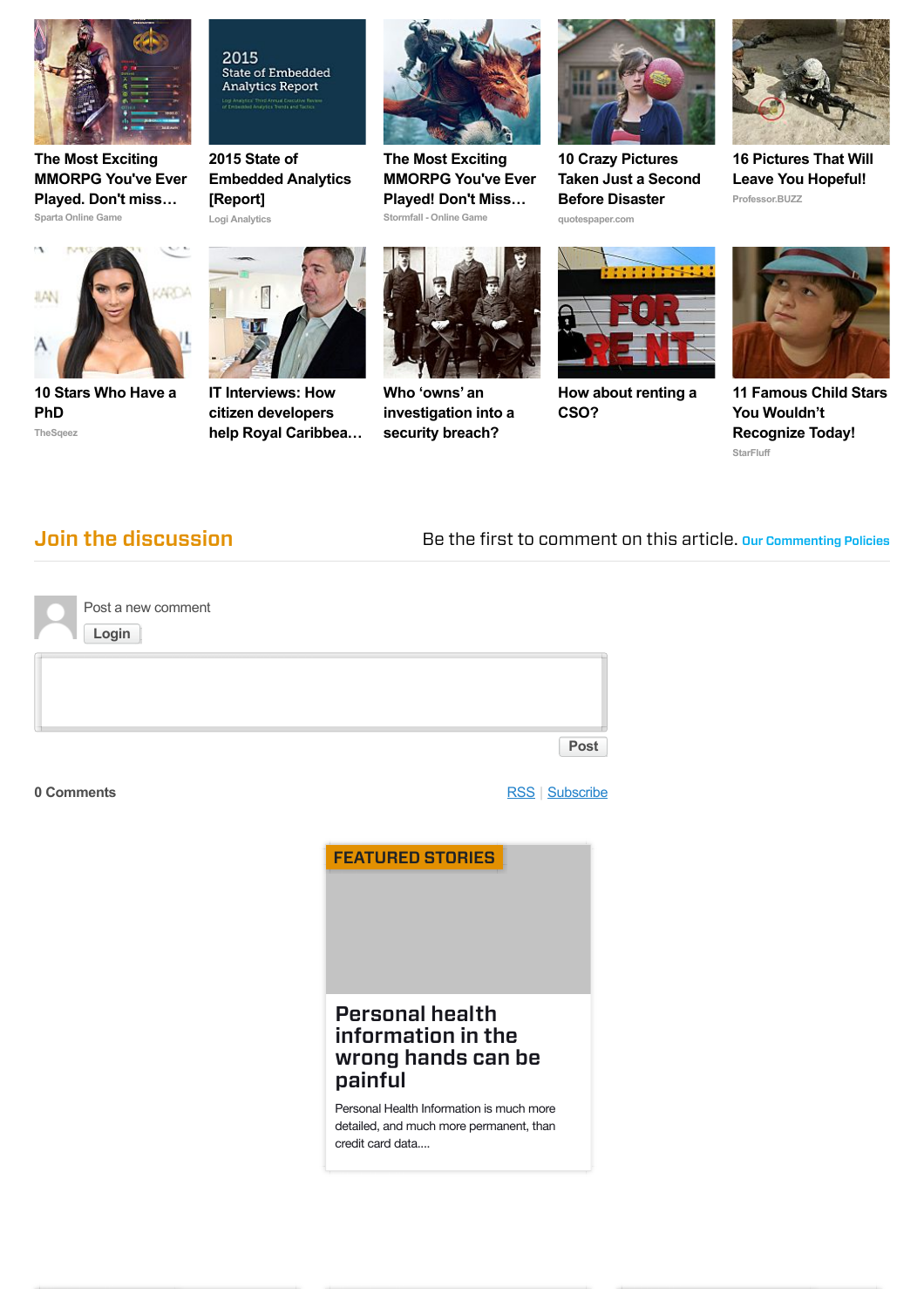**The Most Exciting MMORPG You've Ever Played. Don't miss…**
Sparta Online Game

**2015 State of Embedded Analytics [Report]**
Logi Analytics

**The Most Exciting MMORPG You've Ever Played! Don't Miss…**
Stormfall - Online Game

**10 Crazy Pictures Taken Just a Second Before Disaster**
quotespaper.com

**16 Pictures That Will Leave You Hopeful!**
Professor.BUZZ

**10 Stars Who Have a PhD**
TheSqeez

**IT Interviews: How citizen developers help Royal Caribbea…**

**Who 'owns' an investigation into a security breach?**

**How about renting a CSO?**

**11 Famous Child Stars You Wouldn't Recognize Today!**
StarFluff

## Join the discussion

Be the first to comment on this article. Our Commenting Policies

Post a new comment

Login

Post

**0 Comments**

RSS | Subscribe

**FEATURED STORIES**

## Personal health information in the wrong hands can be painful

Personal Health Information is much more detailed, and much more permanent, than credit card data....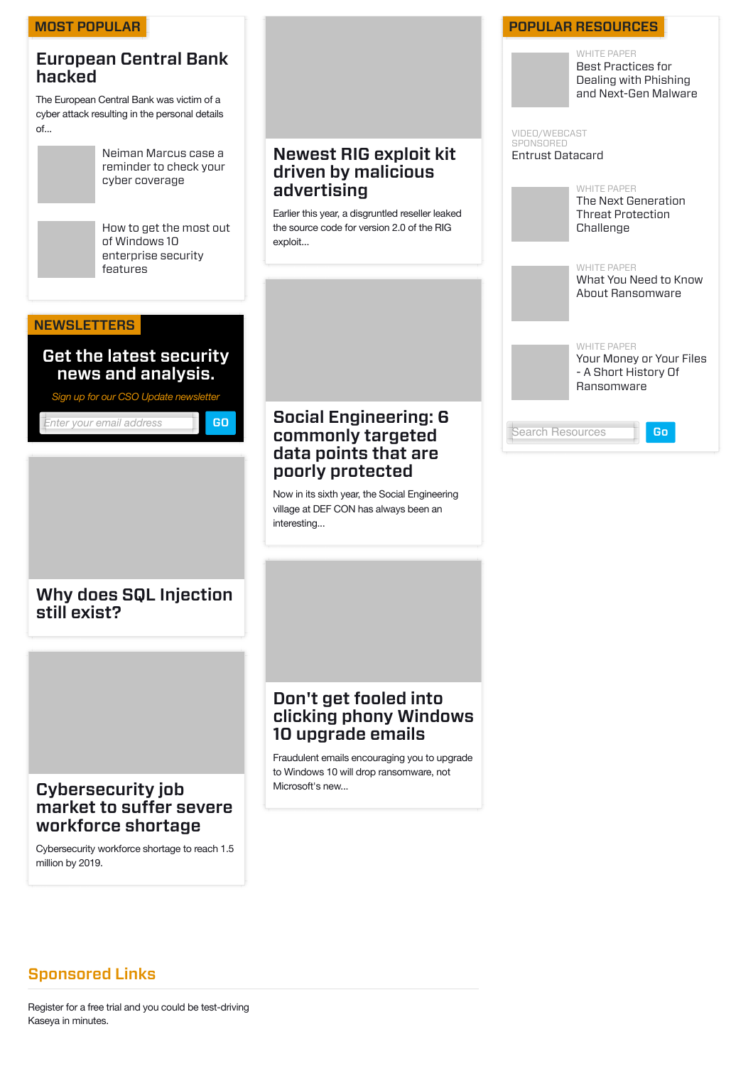## MOST POPULAR

### European Central Bank hacked

The European Central Bank was victim of a cyber attack resulting in the personal details of...

Neiman Marcus case a reminder to check your cyber coverage

How to get the most out of Windows 10 enterprise security features

## NEWSLETTERS

**Get the latest security news and analysis.**

*Sign up for our CSO Update newsletter*

*Enter your email address* GO

### Why does SQL Injection still exist?

### Cybersecurity job market to suffer severe workforce shortage

Cybersecurity workforce shortage to reach 1.5 million by 2019.

### Newest RIG exploit kit driven by malicious advertising

Earlier this year, a disgruntled reseller leaked the source code for version 2.0 of the RIG exploit...

### Social Engineering: 6 commonly targeted data points that are poorly protected

Now in its sixth year, the Social Engineering village at DEF CON has always been an interesting...

### Don't get fooled into clicking phony Windows 10 upgrade emails

Fraudulent emails encouraging you to upgrade to Windows 10 will drop ransomware, not Microsoft's new...

## POPULAR RESOURCES

WHITE PAPER
Best Practices for Dealing with Phishing and Next-Gen Malware

VIDEO/WEBCAST
SPONSORED
Entrust Datacard

WHITE PAPER
The Next Generation Threat Protection Challenge

WHITE PAPER
What You Need to Know About Ransomware

WHITE PAPER
Your Money or Your Files - A Short History Of Ransomware

Search Resources Go

## Sponsored Links

Register for a free trial and you could be test-driving Kaseya in minutes.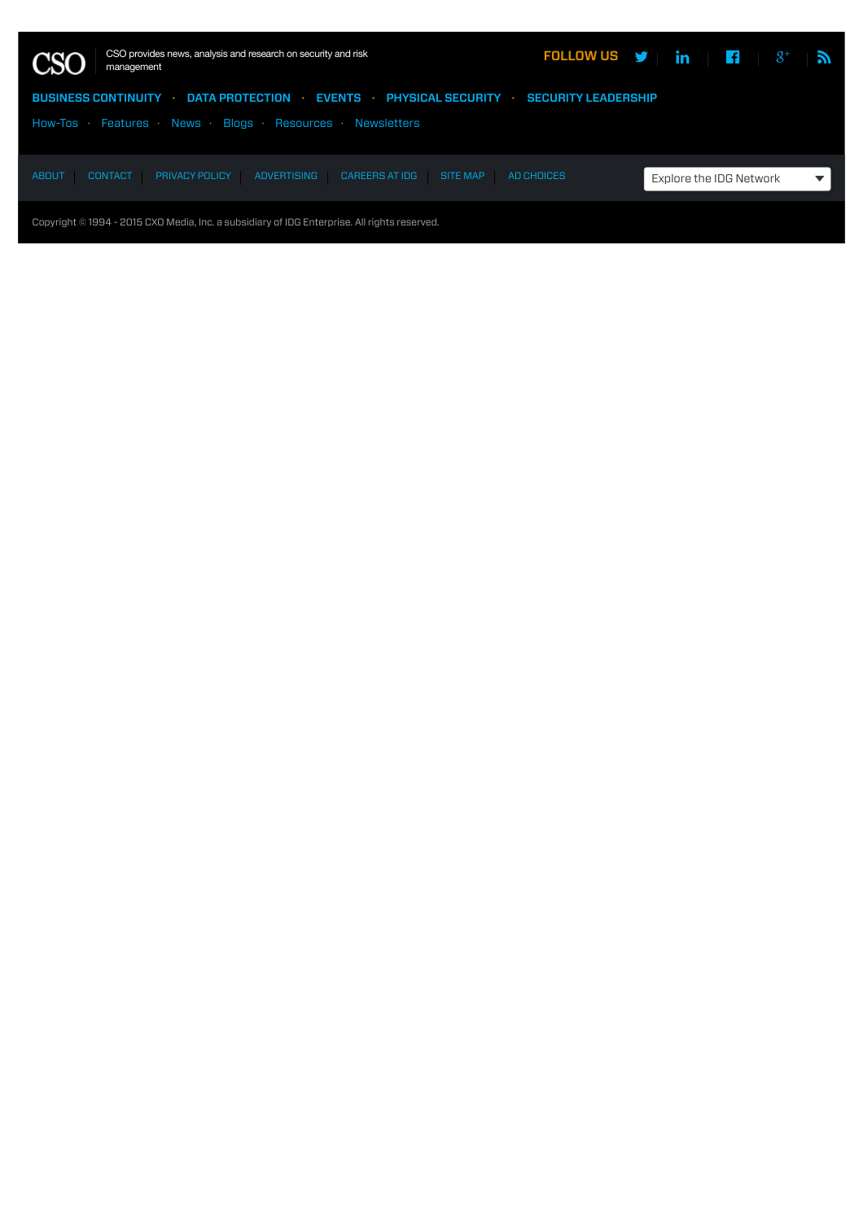CSO

CSO provides news, analysis and research on security and risk management

FOLLOW US

BUSINESS CONTINUITY · DATA PROTECTION · EVENTS · PHYSICAL SECURITY · SECURITY LEADERSHIP

How-Tos · Features · News · Blogs · Resources · Newsletters

ABOUT | CONTACT | PRIVACY POLICY | ADVERTISING | CAREERS AT IDG | SITE MAP | AD CHOICES

Explore the IDG Network

Copyright © 1994 - 2015 CXO Media, Inc. a subsidiary of IDG Enterprise. All rights reserved.